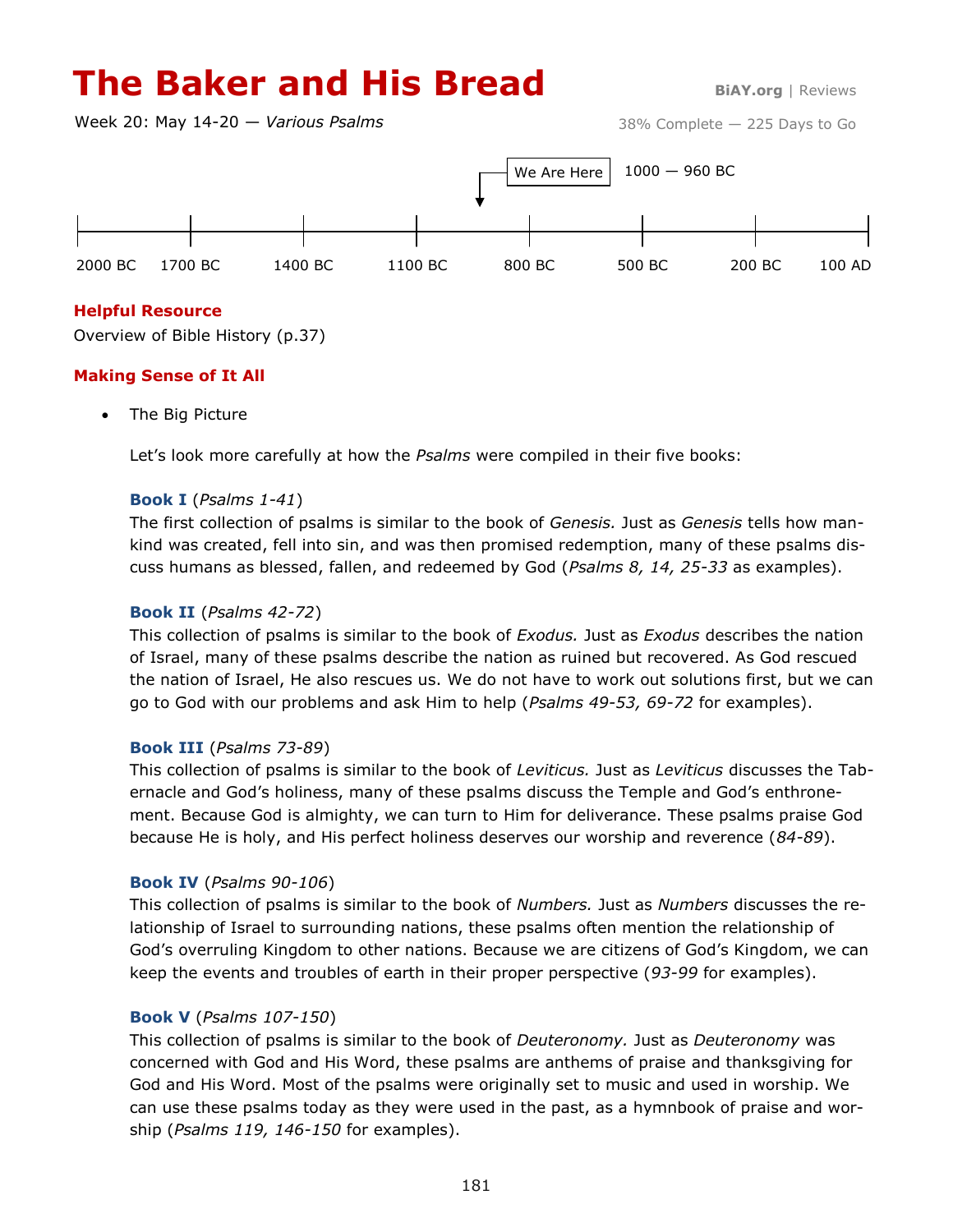# The Baker and His Bread

BiAY.org | Reviews

Week 20: May 14-20 — *Various Psalms*

38% Complete — 225 Days to Go

We Are Here — 1000 — 960 BC

2000 BC | 1700 BC | 1400 BC | 1100 BC | 800 BC | 500 BC | 200 BC | 100 AD

### Helpful Resource

Overview of Bible History (p.37)

### Making Sense of It All

- The Big Picture

  Let's look more carefully at how the *Psalms* were compiled in their five books:

  **Book I** (*Psalms 1-41*)
  The first collection of psalms is similar to the book of *Genesis.* Just as *Genesis* tells how mankind was created, fell into sin, and was then promised redemption, many of these psalms discuss humans as blessed, fallen, and redeemed by God (*Psalms 8, 14, 25-33* as examples).

  **Book II** (*Psalms 42-72*)
  This collection of psalms is similar to the book of *Exodus.* Just as *Exodus* describes the nation of Israel, many of these psalms describe the nation as ruined but recovered. As God rescued the nation of Israel, He also rescues us. We do not have to work out solutions first, but we can go to God with our problems and ask Him to help (*Psalms 49-53, 69-72* for examples).

  **Book III** (*Psalms 73-89*)
  This collection of psalms is similar to the book of *Leviticus.* Just as *Leviticus* discusses the Tabernacle and God's holiness, many of these psalms discuss the Temple and God's enthronement. Because God is almighty, we can turn to Him for deliverance. These psalms praise God because He is holy, and His perfect holiness deserves our worship and reverence (*84-89*).

  **Book IV** (*Psalms 90-106*)
  This collection of psalms is similar to the book of *Numbers.* Just as *Numbers* discusses the relationship of Israel to surrounding nations, these psalms often mention the relationship of God's overruling Kingdom to other nations. Because we are citizens of God's Kingdom, we can keep the events and troubles of earth in their proper perspective (*93-99* for examples).

  **Book V** (*Psalms 107-150*)
  This collection of psalms is similar to the book of *Deuteronomy.* Just as *Deuteronomy* was concerned with God and His Word, these psalms are anthems of praise and thanksgiving for God and His Word. Most of the psalms were originally set to music and used in worship. We can use these psalms today as they were used in the past, as a hymnbook of praise and worship (*Psalms 119, 146-150* for examples).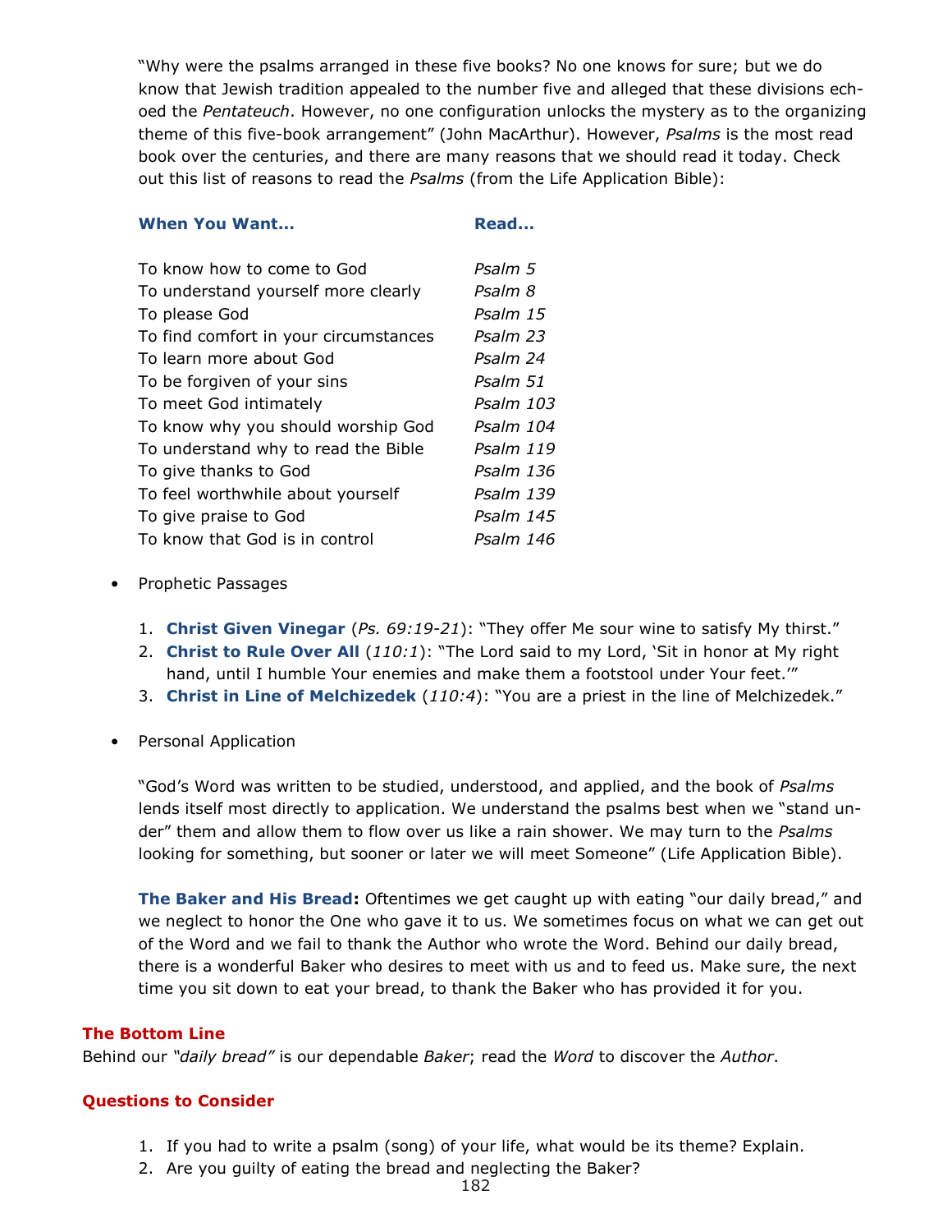"Why were the psalms arranged in these five books? No one knows for sure; but we do know that Jewish tradition appealed to the number five and alleged that these divisions echoed the *Pentateuch*. However, no one configuration unlocks the mystery as to the organizing theme of this five-book arrangement" (John MacArthur). However, *Psalms* is the most read book over the centuries, and there are many reasons that we should read it today. Check out this list of reasons to read the *Psalms* (from the Life Application Bible):

| **When You Want…** | **Read…** |
|---|---|
| To know how to come to God | *Psalm 5* |
| To understand yourself more clearly | *Psalm 8* |
| To please God | *Psalm 15* |
| To find comfort in your circumstances | *Psalm 23* |
| To learn more about God | *Psalm 24* |
| To be forgiven of your sins | *Psalm 51* |
| To meet God intimately | *Psalm 103* |
| To know why you should worship God | *Psalm 104* |
| To understand why to read the Bible | *Psalm 119* |
| To give thanks to God | *Psalm 136* |
| To feel worthwhile about yourself | *Psalm 139* |
| To give praise to God | *Psalm 145* |
| To know that God is in control | *Psalm 146* |

- Prophetic Passages

1. **Christ Given Vinegar** (*Ps. 69:19-21*): "They offer Me sour wine to satisfy My thirst."
2. **Christ to Rule Over All** (*110:1*): "The Lord said to my Lord, 'Sit in honor at My right hand, until I humble Your enemies and make them a footstool under Your feet.'"
3. **Christ in Line of Melchizedek** (*110:4*): "You are a priest in the line of Melchizedek."

- Personal Application

"God's Word was written to be studied, understood, and applied, and the book of *Psalms* lends itself most directly to application. We understand the psalms best when we "stand under" them and allow them to flow over us like a rain shower. We may turn to the *Psalms* looking for something, but sooner or later we will meet Someone" (Life Application Bible).

**The Baker and His Bread:** Oftentimes we get caught up with eating "our daily bread," and we neglect to honor the One who gave it to us. We sometimes focus on what we can get out of the Word and we fail to thank the Author who wrote the Word. Behind our daily bread, there is a wonderful Baker who desires to meet with us and to feed us. Make sure, the next time you sit down to eat your bread, to thank the Baker who has provided it for you.

## The Bottom Line

Behind our *"daily bread"* is our dependable *Baker*; read the *Word* to discover the *Author*.

## Questions to Consider

1. If you had to write a psalm (song) of your life, what would be its theme? Explain.
2. Are you guilty of eating the bread and neglecting the Baker?